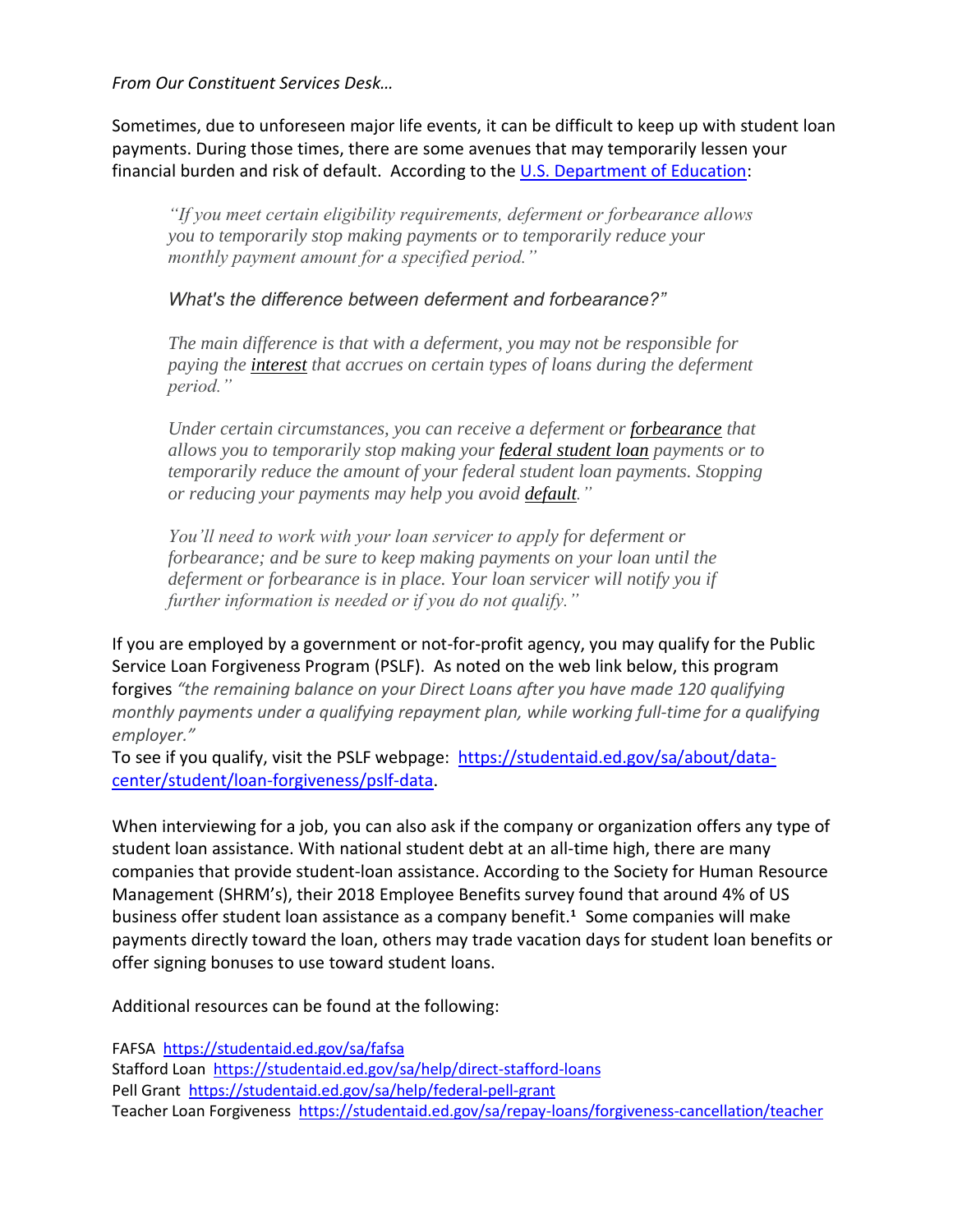*From Our Constituent Services Desk…*

Sometimes, due to unforeseen major life events, it can be difficult to keep up with student loan payments. During those times, there are some avenues that may temporarily lessen your financial burden and risk of default. According to the [U.S. Department of Education](#):

> *"If you meet certain eligibility requirements, deferment or forbearance allows you to temporarily stop making payments or to temporarily reduce your monthly payment amount for a specified period."*
>
> *What's the difference between deferment and forbearance?"*
>
> *The main difference is that with a deferment, you may not be responsible for paying the **interest** that accrues on certain types of loans during the deferment period."*
>
> *Under certain circumstances, you can receive a deferment or **forbearance** that allows you to temporarily stop making your **federal student loan** payments or to temporarily reduce the amount of your federal student loan payments. Stopping or reducing your payments may help you avoid **default**."*
>
> *You'll need to work with your loan servicer to apply for deferment or forbearance; and be sure to keep making payments on your loan until the deferment or forbearance is in place. Your loan servicer will notify you if further information is needed or if you do not qualify."*

If you are employed by a government or not-for-profit agency, you may qualify for the Public Service Loan Forgiveness Program (PSLF). As noted on the web link below, this program forgives *"the remaining balance on your Direct Loans after you have made 120 qualifying monthly payments under a qualifying repayment plan, while working full-time for a qualifying employer."*
To see if you qualify, visit the PSLF webpage: https://studentaid.ed.gov/sa/about/data-center/student/loan-forgiveness/pslf-data.

When interviewing for a job, you can also ask if the company or organization offers any type of student loan assistance. With national student debt at an all-time high, there are many companies that provide student-loan assistance. According to the Society for Human Resource Management (SHRM's), their 2018 Employee Benefits survey found that around 4% of US business offer student loan assistance as a company benefit.[1] Some companies will make payments directly toward the loan, others may trade vacation days for student loan benefits or offer signing bonuses to use toward student loans.

Additional resources can be found at the following:

FAFSA https://studentaid.ed.gov/sa/fafsa
Stafford Loan https://studentaid.ed.gov/sa/help/direct-stafford-loans
Pell Grant https://studentaid.ed.gov/sa/help/federal-pell-grant
Teacher Loan Forgiveness https://studentaid.ed.gov/sa/repay-loans/forgiveness-cancellation/teacher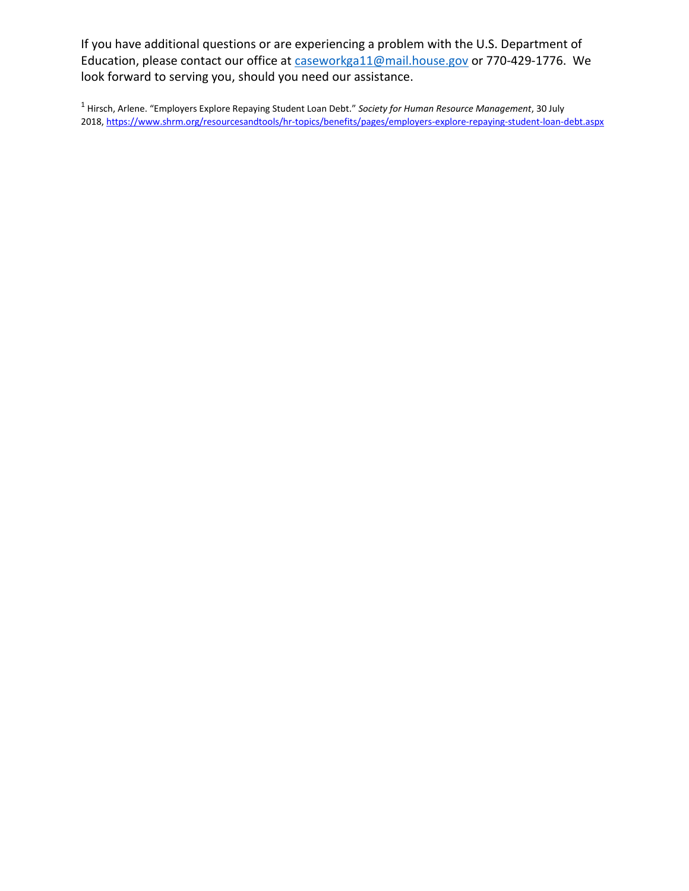If you have additional questions or are experiencing a problem with the U.S. Department of Education, please contact our office at [caseworkga11@mail.house.gov](mailto:caseworkga11@mail.house.gov) or 770-429-1776. We look forward to serving you, should you need our assistance.

[1] Hirsch, Arlene. "Employers Explore Repaying Student Loan Debt." *Society for Human Resource Management*, 30 July 2018, https://www.shrm.org/resourcesandtools/hr-topics/benefits/pages/employers-explore-repaying-student-loan-debt.aspx